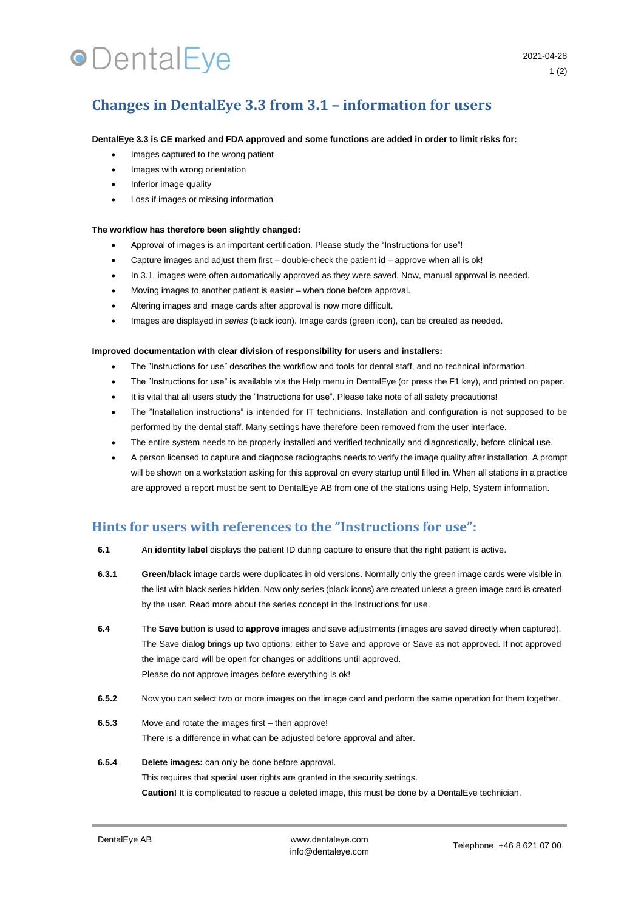# Changes in DentalEye 3.3 from 3.1 – information for users

**DentalEye 3.3 is CE marked and FDA approved and some functions are added in order to limit risks for:**

- Images captured to the wrong patient
- Images with wrong orientation
- Inferior image quality
- Loss if images or missing information

**The workflow has therefore been slightly changed:**

- Approval of images is an important certification. Please study the "Instructions for use"!
- Capture images and adjust them first – double-check the patient id – approve when all is ok!
- In 3.1, images were often automatically approved as they were saved. Now, manual approval is needed.
- Moving images to another patient is easier – when done before approval.
- Altering images and image cards after approval is now more difficult.
- Images are displayed in *series* (black icon). Image cards (green icon), can be created as needed.

**Improved documentation with clear division of responsibility for users and installers:**

- The "Instructions for use" describes the workflow and tools for dental staff, and no technical information.
- The "Instructions for use" is available via the Help menu in DentalEye (or press the F1 key), and printed on paper.
- It is vital that all users study the "Instructions for use". Please take note of all safety precautions!
- The "Installation instructions" is intended for IT technicians. Installation and configuration is not supposed to be performed by the dental staff. Many settings have therefore been removed from the user interface.
- The entire system needs to be properly installed and verified technically and diagnostically, before clinical use.
- A person licensed to capture and diagnose radiographs needs to verify the image quality after installation. A prompt will be shown on a workstation asking for this approval on every startup until filled in. When all stations in a practice are approved a report must be sent to DentalEye AB from one of the stations using Help, System information.

## Hints for users with references to the "Instructions for use":

**6.1** An **identity label** displays the patient ID during capture to ensure that the right patient is active.

**6.3.1** **Green/black** image cards were duplicates in old versions. Normally only the green image cards were visible in the list with black series hidden. Now only series (black icons) are created unless a green image card is created by the user. Read more about the series concept in the Instructions for use.

**6.4** The **Save** button is used to **approve** images and save adjustments (images are saved directly when captured). The Save dialog brings up two options: either to Save and approve or Save as not approved. If not approved the image card will be open for changes or additions until approved.
Please do not approve images before everything is ok!

**6.5.2** Now you can select two or more images on the image card and perform the same operation for them together.

**6.5.3** Move and rotate the images first – then approve!
There is a difference in what can be adjusted before approval and after.

**6.5.4** **Delete images:** can only be done before approval.
This requires that special user rights are granted in the security settings.
**Caution!** It is complicated to rescue a deleted image, this must be done by a DentalEye technician.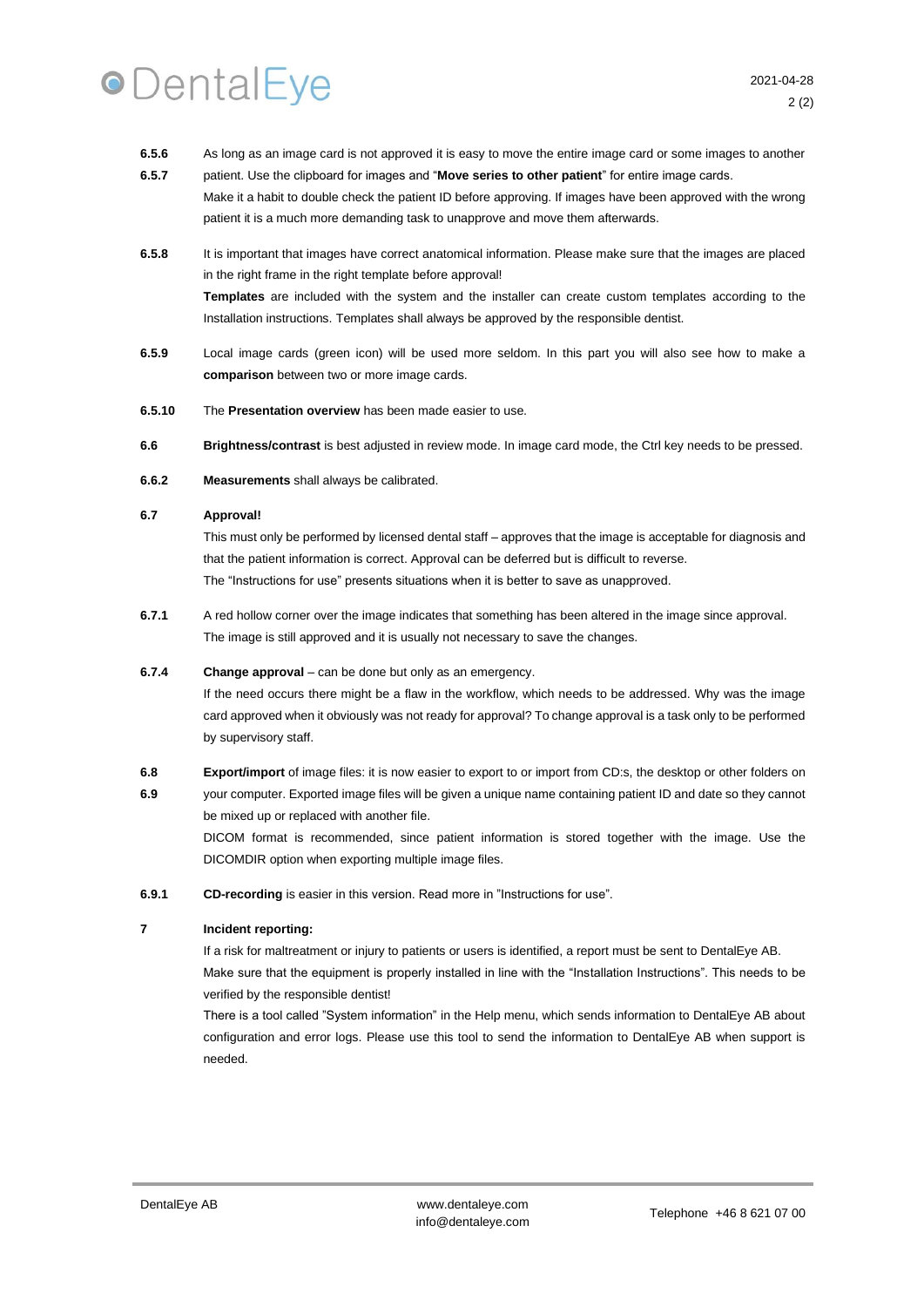**6.5.6**
**6.5.7**
As long as an image card is not approved it is easy to move the entire image card or some images to another patient. Use the clipboard for images and "**Move series to other patient**" for entire image cards.
Make it a habit to double check the patient ID before approving. If images have been approved with the wrong patient it is a much more demanding task to unapprove and move them afterwards.

**6.5.8** It is important that images have correct anatomical information. Please make sure that the images are placed in the right frame in the right template before approval!
**Templates** are included with the system and the installer can create custom templates according to the Installation instructions. Templates shall always be approved by the responsible dentist.

**6.5.9** Local image cards (green icon) will be used more seldom. In this part you will also see how to make a **comparison** between two or more image cards.

**6.5.10** The **Presentation overview** has been made easier to use.

**6.6** **Brightness/contrast** is best adjusted in review mode. In image card mode, the Ctrl key needs to be pressed.

**6.6.2** **Measurements** shall always be calibrated.

**6.7** **Approval!**
This must only be performed by licensed dental staff – approves that the image is acceptable for diagnosis and that the patient information is correct. Approval can be deferred but is difficult to reverse.
The "Instructions for use" presents situations when it is better to save as unapproved.

**6.7.1** A red hollow corner over the image indicates that something has been altered in the image since approval. The image is still approved and it is usually not necessary to save the changes.

**6.7.4** **Change approval** – can be done but only as an emergency.
If the need occurs there might be a flaw in the workflow, which needs to be addressed. Why was the image card approved when it obviously was not ready for approval? To change approval is a task only to be performed by supervisory staff.

**6.8**
**6.9**
**Export/import** of image files: it is now easier to export to or import from CD:s, the desktop or other folders on your computer. Exported image files will be given a unique name containing patient ID and date so they cannot be mixed up or replaced with another file.
DICOM format is recommended, since patient information is stored together with the image. Use the DICOMDIR option when exporting multiple image files.

**6.9.1** **CD-recording** is easier in this version. Read more in "Instructions for use".

**7** **Incident reporting:**
If a risk for maltreatment or injury to patients or users is identified, a report must be sent to DentalEye AB.
Make sure that the equipment is properly installed in line with the "Installation Instructions". This needs to be verified by the responsible dentist!
There is a tool called "System information" in the Help menu, which sends information to DentalEye AB about configuration and error logs. Please use this tool to send the information to DentalEye AB when support is needed.